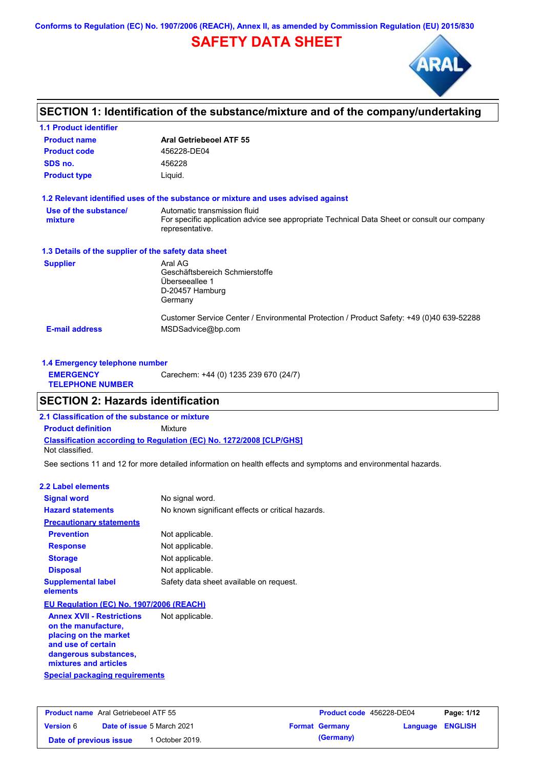Conforms to Regulation (EC) No. 1907/2006 (REACH), Annex II, as amended by Commission Regulation (EU) 2015/830

# SAFETY DATA SHEET

## SECTION 1: Identification of the substance/mixture and of the company/undertaking

### 1.1 Product identifier

| | |
|---|---|
| **Product name** | **Aral Getriebeoel ATF 55** |
| **Product code** | 456228-DE04 |
| **SDS no.** | 456228 |
| **Product type** | Liquid. |

### 1.2 Relevant identified uses of the substance or mixture and uses advised against

| | |
|---|---|
| **Use of the substance/ mixture** | Automatic transmission fluid<br>For specific application advice see appropriate Technical Data Sheet or consult our company representative. |

### 1.3 Details of the supplier of the safety data sheet

| | |
|---|---|
| **Supplier** | Aral AG<br>Geschäftsbereich Schmierstoffe<br>Überseeallee 1<br>D-20457 Hamburg<br>Germany<br><br>Customer Service Center / Environmental Protection / Product Safety: +49 (0)40 639-52288 |
| **E-mail address** | MSDSadvice@bp.com |

### 1.4 Emergency telephone number

| | |
|---|---|
| **EMERGENCY TELEPHONE NUMBER** | Carechem: +44 (0) 1235 239 670 (24/7) |

## SECTION 2: Hazards identification

### 2.1 Classification of the substance or mixture

**Product definition** Mixture

**Classification according to Regulation (EC) No. 1272/2008 [CLP/GHS]**

Not classified.

See sections 11 and 12 for more detailed information on health effects and symptoms and environmental hazards.

### 2.2 Label elements

| | |
|---|---|
| **Signal word** | No signal word. |
| **Hazard statements** | No known significant effects or critical hazards. |
| **Precautionary statements** | |
| **Prevention** | Not applicable. |
| **Response** | Not applicable. |
| **Storage** | Not applicable. |
| **Disposal** | Not applicable. |
| **Supplemental label elements** | Safety data sheet available on request. |

**EU Regulation (EC) No. 1907/2006 (REACH)**

| | |
|---|---|
| **Annex XVII - Restrictions on the manufacture, placing on the market and use of certain dangerous substances, mixtures and articles** | Not applicable. |

**Special packaging requirements**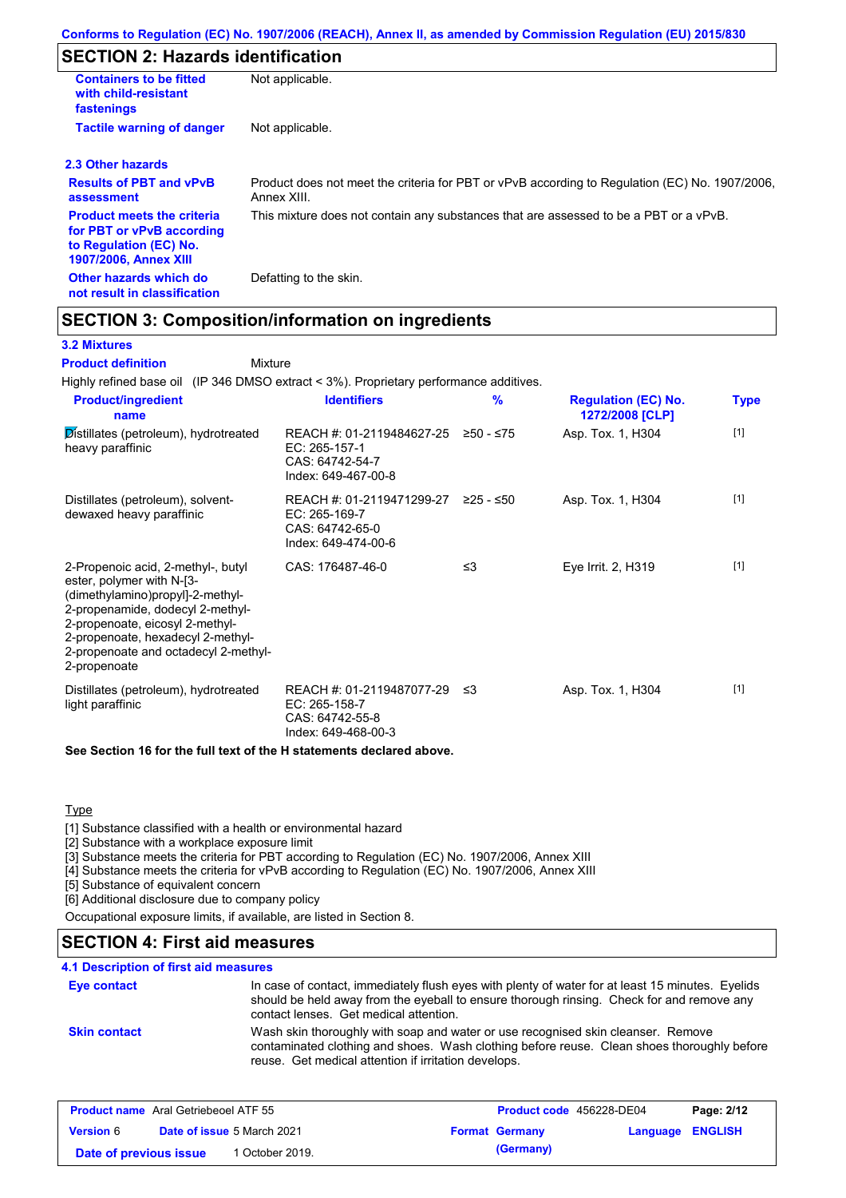Conforms to Regulation (EC) No. 1907/2006 (REACH), Annex II, as amended by Commission Regulation (EU) 2015/830

## SECTION 2: Hazards identification

| | |
|---|---|
| **Containers to be fitted with child-resistant fastenings** | Not applicable. |
| **Tactile warning of danger** | Not applicable. |

### 2.3 Other hazards

| | |
|---|---|
| **Results of PBT and vPvB assessment** | Product does not meet the criteria for PBT or vPvB according to Regulation (EC) No. 1907/2006, Annex XIII. |
| **Product meets the criteria for PBT or vPvB according to Regulation (EC) No. 1907/2006, Annex XIII** | This mixture does not contain any substances that are assessed to be a PBT or a vPvB. |
| **Other hazards which do not result in classification** | Defatting to the skin. |

## SECTION 3: Composition/information on ingredients

### 3.2 Mixtures

**Product definition** Mixture

Highly refined base oil (IP 346 DMSO extract < 3%). Proprietary performance additives.

| Product/ingredient name | Identifiers | % | Regulation (EC) No. 1272/2008 [CLP] | Type |
|---|---|---|---|---|
| Distillates (petroleum), hydrotreated heavy paraffinic | REACH #: 01-2119484627-25<br>EC: 265-157-1<br>CAS: 64742-54-7<br>Index: 649-467-00-8 | ≥50 - ≤75 | Asp. Tox. 1, H304 | [1] |
| Distillates (petroleum), solvent-dewaxed heavy paraffinic | REACH #: 01-2119471299-27<br>EC: 265-169-7<br>CAS: 64742-65-0<br>Index: 649-474-00-6 | ≥25 - ≤50 | Asp. Tox. 1, H304 | [1] |
| 2-Propenoic acid, 2-methyl-, butyl ester, polymer with N-[3-(dimethylamino)propyl]-2-methyl-2-propenamide, dodecyl 2-methyl-2-propenoate, eicosyl 2-methyl-2-propenoate, hexadecyl 2-methyl-2-propenoate and octadecyl 2-methyl-2-propenoate | CAS: 176487-46-0 | ≤3 | Eye Irrit. 2, H319 | [1] |
| Distillates (petroleum), hydrotreated light paraffinic | REACH #: 01-2119487077-29<br>EC: 265-158-7<br>CAS: 64742-55-8<br>Index: 649-468-00-3 | ≤3 | Asp. Tox. 1, H304 | [1] |

**See Section 16 for the full text of the H statements declared above.**

Type

[1] Substance classified with a health or environmental hazard
[2] Substance with a workplace exposure limit
[3] Substance meets the criteria for PBT according to Regulation (EC) No. 1907/2006, Annex XIII
[4] Substance meets the criteria for vPvB according to Regulation (EC) No. 1907/2006, Annex XIII
[5] Substance of equivalent concern
[6] Additional disclosure due to company policy

Occupational exposure limits, if available, are listed in Section 8.

## SECTION 4: First aid measures

### 4.1 Description of first aid measures

| | |
|---|---|
| **Eye contact** | In case of contact, immediately flush eyes with plenty of water for at least 15 minutes. Eyelids should be held away from the eyeball to ensure thorough rinsing. Check for and remove any contact lenses. Get medical attention. |
| **Skin contact** | Wash skin thoroughly with soap and water or use recognised skin cleanser. Remove contaminated clothing and shoes. Wash clothing before reuse. Clean shoes thoroughly before reuse. Get medical attention if irritation develops. |

| **Product name** Aral Getriebeoel ATF 55 | **Product code** 456228-DE04 | |
|---|---|---|
| **Version** 6 **Date of issue** 5 March 2021 | **Format** Germany (Germany) | **Language** ENGLISH |
| **Date of previous issue** 1 October 2019. | | |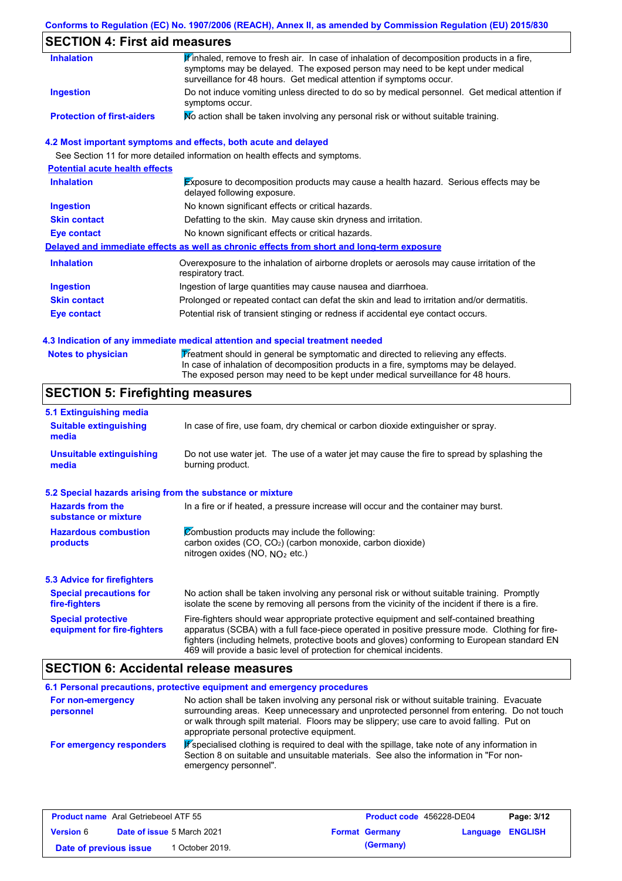## SECTION 4: First aid measures

| | |
|---|---|
| **Inhalation** | If inhaled, remove to fresh air. In case of inhalation of decomposition products in a fire, symptoms may be delayed. The exposed person may need to be kept under medical surveillance for 48 hours. Get medical attention if symptoms occur. |
| **Ingestion** | Do not induce vomiting unless directed to do so by medical personnel. Get medical attention if symptoms occur. |
| **Protection of first-aiders** | No action shall be taken involving any personal risk or without suitable training. |

### 4.2 Most important symptoms and effects, both acute and delayed

See Section 11 for more detailed information on health effects and symptoms.

**Potential acute health effects**

| | |
|---|---|
| **Inhalation** | Exposure to decomposition products may cause a health hazard. Serious effects may be delayed following exposure. |
| **Ingestion** | No known significant effects or critical hazards. |
| **Skin contact** | Defatting to the skin. May cause skin dryness and irritation. |
| **Eye contact** | No known significant effects or critical hazards. |

**Delayed and immediate effects as well as chronic effects from short and long-term exposure**

| | |
|---|---|
| **Inhalation** | Overexposure to the inhalation of airborne droplets or aerosols may cause irritation of the respiratory tract. |
| **Ingestion** | Ingestion of large quantities may cause nausea and diarrhoea. |
| **Skin contact** | Prolonged or repeated contact can defat the skin and lead to irritation and/or dermatitis. |
| **Eye contact** | Potential risk of transient stinging or redness if accidental eye contact occurs. |

### 4.3 Indication of any immediate medical attention and special treatment needed

| | |
|---|---|
| **Notes to physician** | Treatment should in general be symptomatic and directed to relieving any effects. In case of inhalation of decomposition products in a fire, symptoms may be delayed. The exposed person may need to be kept under medical surveillance for 48 hours. |

## SECTION 5: Firefighting measures

### 5.1 Extinguishing media

| | |
|---|---|
| **Suitable extinguishing media** | In case of fire, use foam, dry chemical or carbon dioxide extinguisher or spray. |
| **Unsuitable extinguishing media** | Do not use water jet. The use of a water jet may cause the fire to spread by splashing the burning product. |

### 5.2 Special hazards arising from the substance or mixture

| | |
|---|---|
| **Hazards from the substance or mixture** | In a fire or if heated, a pressure increase will occur and the container may burst. |
| **Hazardous combustion products** | Combustion products may include the following: carbon oxides ($CO$, $CO_2$) (carbon monoxide, carbon dioxide) nitrogen oxides ($NO$, $NO_2$ etc.) |

### 5.3 Advice for firefighters

| | |
|---|---|
| **Special precautions for fire-fighters** | No action shall be taken involving any personal risk or without suitable training. Promptly isolate the scene by removing all persons from the vicinity of the incident if there is a fire. |
| **Special protective equipment for fire-fighters** | Fire-fighters should wear appropriate protective equipment and self-contained breathing apparatus (SCBA) with a full face-piece operated in positive pressure mode. Clothing for fire-fighters (including helmets, protective boots and gloves) conforming to European standard EN 469 will provide a basic level of protection for chemical incidents. |

## SECTION 6: Accidental release measures

### 6.1 Personal precautions, protective equipment and emergency procedures

| | |
|---|---|
| **For non-emergency personnel** | No action shall be taken involving any personal risk or without suitable training. Evacuate surrounding areas. Keep unnecessary and unprotected personnel from entering. Do not touch or walk through spilt material. Floors may be slippery; use care to avoid falling. Put on appropriate personal protective equipment. |
| **For emergency responders** | If specialised clothing is required to deal with the spillage, take note of any information in Section 8 on suitable and unsuitable materials. See also the information in "For non-emergency personnel". |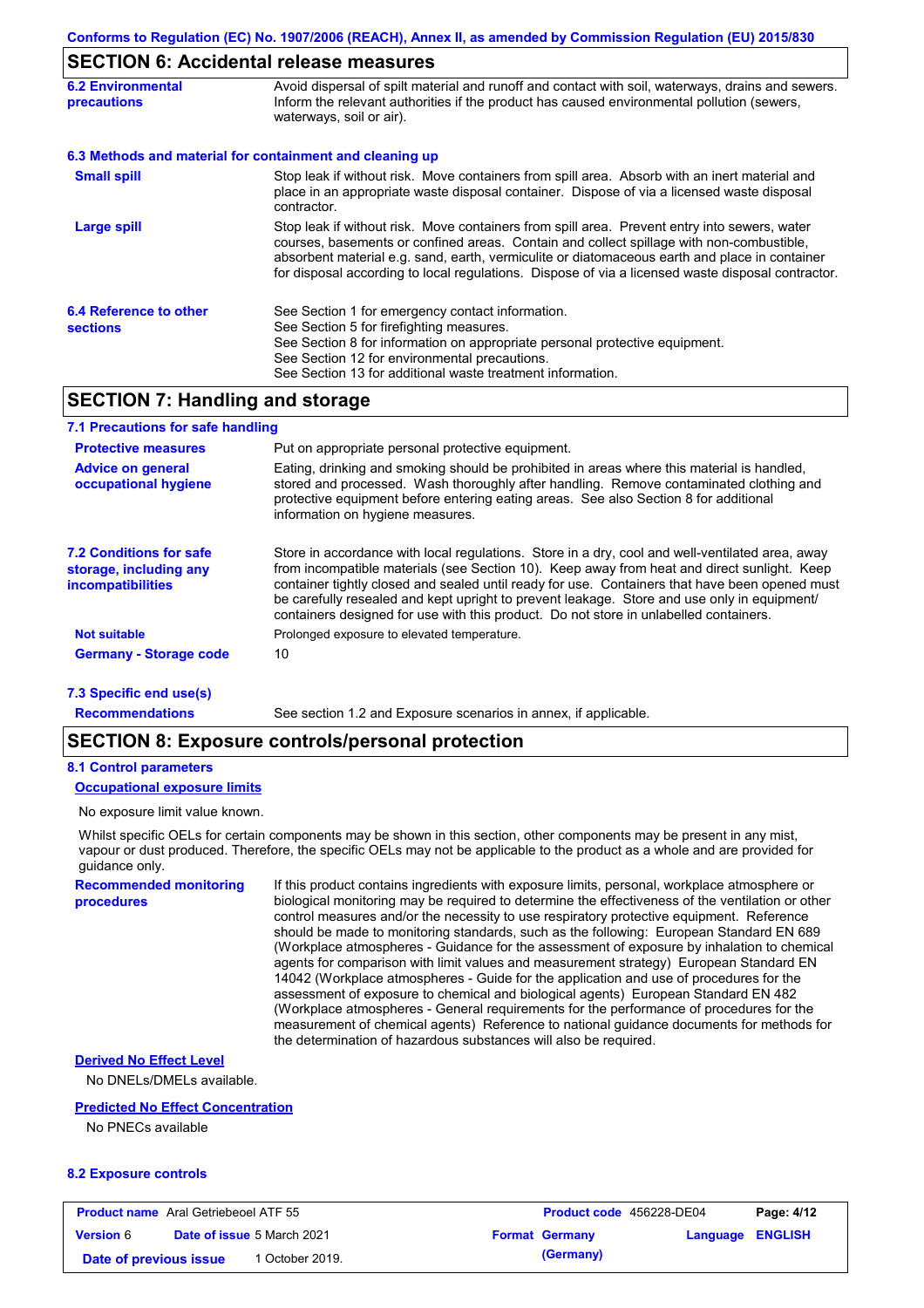## SECTION 6: Accidental release measures

**6.2 Environmental precautions**

Avoid dispersal of spilt material and runoff and contact with soil, waterways, drains and sewers. Inform the relevant authorities if the product has caused environmental pollution (sewers, waterways, soil or air).

### 6.3 Methods and material for containment and cleaning up

**Small spill**

Stop leak if without risk. Move containers from spill area. Absorb with an inert material and place in an appropriate waste disposal container. Dispose of via a licensed waste disposal contractor.

**Large spill**

Stop leak if without risk. Move containers from spill area. Prevent entry into sewers, water courses, basements or confined areas. Contain and collect spillage with non-combustible, absorbent material e.g. sand, earth, vermiculite or diatomaceous earth and place in container for disposal according to local regulations. Dispose of via a licensed waste disposal contractor.

**6.4 Reference to other sections**

See Section 1 for emergency contact information.
See Section 5 for firefighting measures.
See Section 8 for information on appropriate personal protective equipment.
See Section 12 for environmental precautions.
See Section 13 for additional waste treatment information.

## SECTION 7: Handling and storage

### 7.1 Precautions for safe handling

**Protective measures**

Put on appropriate personal protective equipment.

**Advice on general occupational hygiene**

Eating, drinking and smoking should be prohibited in areas where this material is handled, stored and processed. Wash thoroughly after handling. Remove contaminated clothing and protective equipment before entering eating areas. See also Section 8 for additional information on hygiene measures.

**7.2 Conditions for safe storage, including any incompatibilities**

Store in accordance with local regulations. Store in a dry, cool and well-ventilated area, away from incompatible materials (see Section 10). Keep away from heat and direct sunlight. Keep container tightly closed and sealed until ready for use. Containers that have been opened must be carefully resealed and kept upright to prevent leakage. Store and use only in equipment/containers designed for use with this product. Do not store in unlabelled containers.

**Not suitable**

Prolonged exposure to elevated temperature.

**Germany - Storage code**

10

### 7.3 Specific end use(s)

**Recommendations**

See section 1.2 and Exposure scenarios in annex, if applicable.

## SECTION 8: Exposure controls/personal protection

### 8.1 Control parameters

**Occupational exposure limits**

No exposure limit value known.

Whilst specific OELs for certain components may be shown in this section, other components may be present in any mist, vapour or dust produced. Therefore, the specific OELs may not be applicable to the product as a whole and are provided for guidance only.

**Recommended monitoring procedures**

If this product contains ingredients with exposure limits, personal, workplace atmosphere or biological monitoring may be required to determine the effectiveness of the ventilation or other control measures and/or the necessity to use respiratory protective equipment. Reference should be made to monitoring standards, such as the following: European Standard EN 689 (Workplace atmospheres - Guidance for the assessment of exposure by inhalation to chemical agents for comparison with limit values and measurement strategy) European Standard EN 14042 (Workplace atmospheres - Guide for the application and use of procedures for the assessment of exposure to chemical and biological agents) European Standard EN 482 (Workplace atmospheres - General requirements for the performance of procedures for the measurement of chemical agents) Reference to national guidance documents for methods for the determination of hazardous substances will also be required.

**Derived No Effect Level**

No DNELs/DMELs available.

**Predicted No Effect Concentration**

No PNECs available

### 8.2 Exposure controls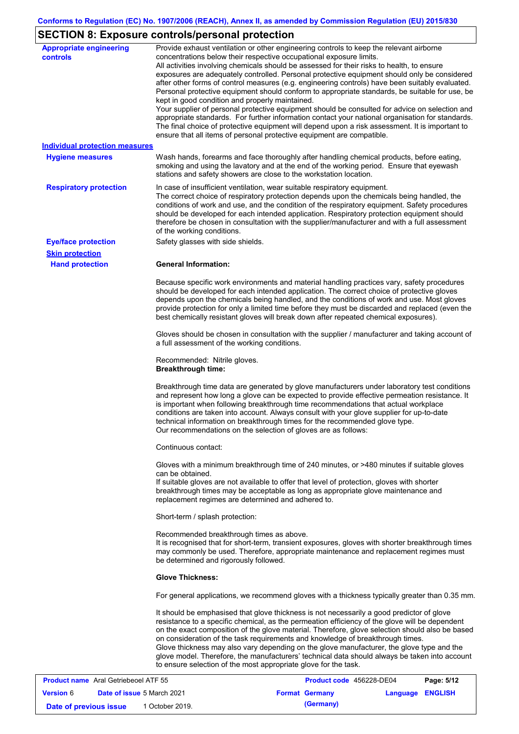## SECTION 8: Exposure controls/personal protection

**Appropriate engineering controls**

Provide exhaust ventilation or other engineering controls to keep the relevant airborne concentrations below their respective occupational exposure limits.
All activities involving chemicals should be assessed for their risks to health, to ensure exposures are adequately controlled. Personal protective equipment should only be considered after other forms of control measures (e.g. engineering controls) have been suitably evaluated. Personal protective equipment should conform to appropriate standards, be suitable for use, be kept in good condition and properly maintained.
Your supplier of personal protective equipment should be consulted for advice on selection and appropriate standards. For further information contact your national organisation for standards.
The final choice of protective equipment will depend upon a risk assessment. It is important to ensure that all items of personal protective equipment are compatible.

**Individual protection measures**

**Hygiene measures**

Wash hands, forearms and face thoroughly after handling chemical products, before eating, smoking and using the lavatory and at the end of the working period. Ensure that eyewash stations and safety showers are close to the workstation location.

**Respiratory protection**

In case of insufficient ventilation, wear suitable respiratory equipment.
The correct choice of respiratory protection depends upon the chemicals being handled, the conditions of work and use, and the condition of the respiratory equipment. Safety procedures should be developed for each intended application. Respiratory protection equipment should therefore be chosen in consultation with the supplier/manufacturer and with a full assessment of the working conditions.

**Eye/face protection**

Safety glasses with side shields.

**Skin protection**

**Hand protection**

**General Information:**

Because specific work environments and material handling practices vary, safety procedures should be developed for each intended application. The correct choice of protective gloves depends upon the chemicals being handled, and the conditions of work and use. Most gloves provide protection for only a limited time before they must be discarded and replaced (even the best chemically resistant gloves will break down after repeated chemical exposures).

Gloves should be chosen in consultation with the supplier / manufacturer and taking account of a full assessment of the working conditions.

Recommended: Nitrile gloves.
**Breakthrough time:**

Breakthrough time data are generated by glove manufacturers under laboratory test conditions and represent how long a glove can be expected to provide effective permeation resistance. It is important when following breakthrough time recommendations that actual workplace conditions are taken into account. Always consult with your glove supplier for up-to-date technical information on breakthrough times for the recommended glove type.
Our recommendations on the selection of gloves are as follows:

Continuous contact:

Gloves with a minimum breakthrough time of 240 minutes, or >480 minutes if suitable gloves can be obtained.
If suitable gloves are not available to offer that level of protection, gloves with shorter breakthrough times may be acceptable as long as appropriate glove maintenance and replacement regimes are determined and adhered to.

Short-term / splash protection:

Recommended breakthrough times as above.
It is recognised that for short-term, transient exposures, gloves with shorter breakthrough times may commonly be used. Therefore, appropriate maintenance and replacement regimes must be determined and rigorously followed.

**Glove Thickness:**

For general applications, we recommend gloves with a thickness typically greater than 0.35 mm.

It should be emphasised that glove thickness is not necessarily a good predictor of glove resistance to a specific chemical, as the permeation efficiency of the glove will be dependent on the exact composition of the glove material. Therefore, glove selection should also be based on consideration of the task requirements and knowledge of breakthrough times.
Glove thickness may also vary depending on the glove manufacturer, the glove type and the glove model. Therefore, the manufacturers' technical data should always be taken into account to ensure selection of the most appropriate glove for the task.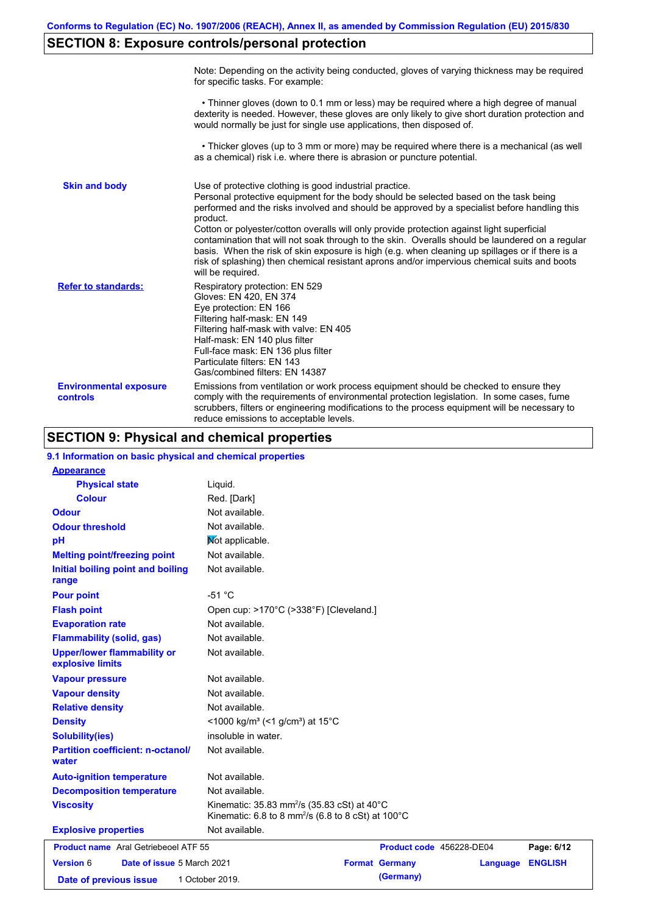Note: Depending on the activity being conducted, gloves of varying thickness may be required for specific tasks. For example:

• Thinner gloves (down to 0.1 mm or less) may be required where a high degree of manual dexterity is needed. However, these gloves are only likely to give short duration protection and would normally be just for single use applications, then disposed of.

• Thicker gloves (up to 3 mm or more) may be required where there is a mechanical (as well as a chemical) risk i.e. where there is abrasion or puncture potential.

**Skin and body**

Use of protective clothing is good industrial practice.
Personal protective equipment for the body should be selected based on the task being performed and the risks involved and should be approved by a specialist before handling this product.
Cotton or polyester/cotton overalls will only provide protection against light superficial contamination that will not soak through to the skin. Overalls should be laundered on a regular basis. When the risk of skin exposure is high (e.g. when cleaning up spillages or if there is a risk of splashing) then chemical resistant aprons and/or impervious chemical suits and boots will be required.

**Refer to standards:**

Respiratory protection: EN 529
Gloves: EN 420, EN 374
Eye protection: EN 166
Filtering half-mask: EN 149
Filtering half-mask with valve: EN 405
Half-mask: EN 140 plus filter
Full-face mask: EN 136 plus filter
Particulate filters: EN 143
Gas/combined filters: EN 14387

**Environmental exposure controls**

Emissions from ventilation or work process equipment should be checked to ensure they comply with the requirements of environmental protection legislation. In some cases, fume scrubbers, filters or engineering modifications to the process equipment will be necessary to reduce emissions to acceptable levels.

## SECTION 9: Physical and chemical properties

### 9.1 Information on basic physical and chemical properties

| Property | Value |
|---|---|
| **Appearance** | |
| Physical state | Liquid. |
| Colour | Red. [Dark] |
| Odour | Not available. |
| Odour threshold | Not available. |
| pH | Not applicable. |
| Melting point/freezing point | Not available. |
| Initial boiling point and boiling range | Not available. |
| Pour point | -51 °C |
| Flash point | Open cup: >170°C (>338°F) [Cleveland.] |
| Evaporation rate | Not available. |
| Flammability (solid, gas) | Not available. |
| Upper/lower flammability or explosive limits | Not available. |
| Vapour pressure | Not available. |
| Vapour density | Not available. |
| Relative density | Not available. |
| Density | <1000 kg/m³ (<1 g/cm³) at 15°C |
| Solubility(ies) | insoluble in water. |
| Partition coefficient: n-octanol/water | Not available. |
| Auto-ignition temperature | Not available. |
| Decomposition temperature | Not available. |
| Viscosity | Kinematic: 35.83 mm²/s (35.83 cSt) at 40°C<br>Kinematic: 6.8 to 8 mm²/s (6.8 to 8 cSt) at 100°C |
| Explosive properties | Not available. |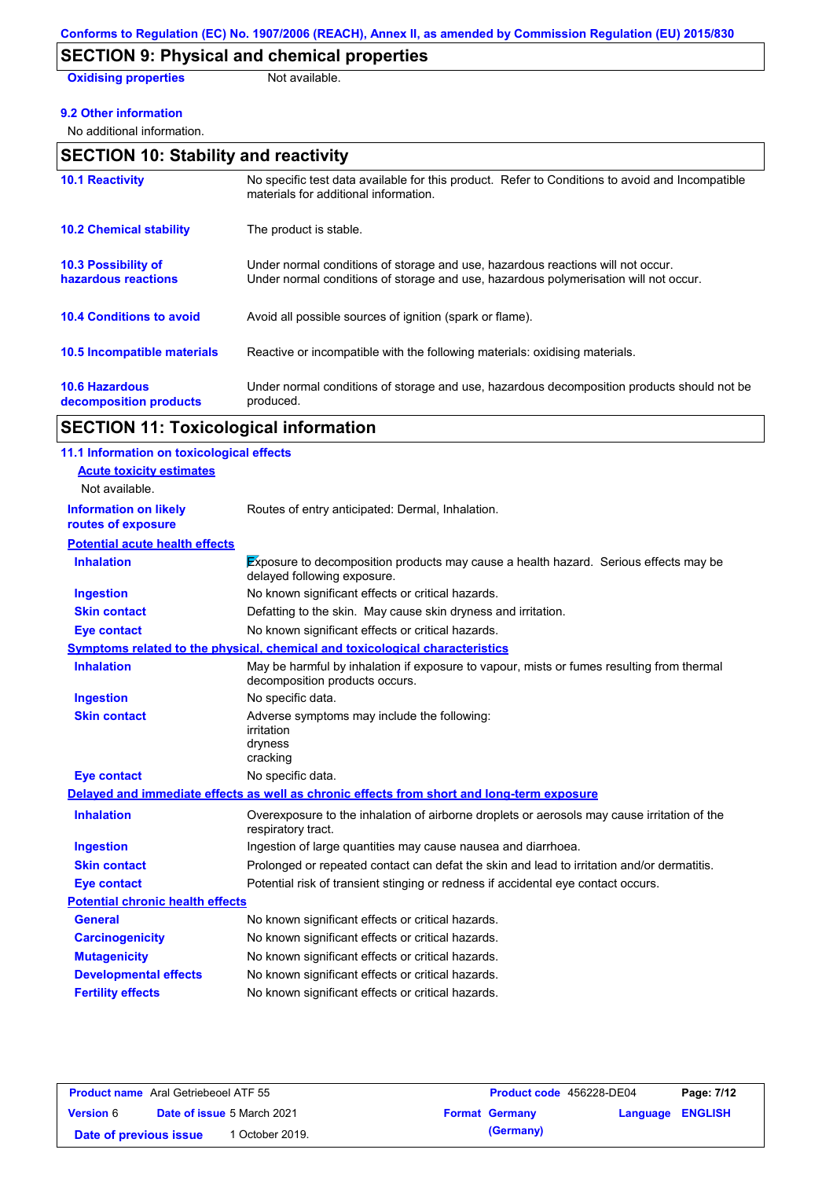## SECTION 9: Physical and chemical properties

| | |
|---|---|
| **Oxidising properties** | Not available. |

**9.2 Other information**

No additional information.

## SECTION 10: Stability and reactivity

| | |
|---|---|
| **10.1 Reactivity** | No specific test data available for this product. Refer to Conditions to avoid and Incompatible materials for additional information. |
| **10.2 Chemical stability** | The product is stable. |
| **10.3 Possibility of hazardous reactions** | Under normal conditions of storage and use, hazardous reactions will not occur. Under normal conditions of storage and use, hazardous polymerisation will not occur. |
| **10.4 Conditions to avoid** | Avoid all possible sources of ignition (spark or flame). |
| **10.5 Incompatible materials** | Reactive or incompatible with the following materials: oxidising materials. |
| **10.6 Hazardous decomposition products** | Under normal conditions of storage and use, hazardous decomposition products should not be produced. |

## SECTION 11: Toxicological information

**11.1 Information on toxicological effects**

**Acute toxicity estimates**

Not available.

| | |
|---|---|
| **Information on likely routes of exposure** | Routes of entry anticipated: Dermal, Inhalation. |

**Potential acute health effects**

| | |
|---|---|
| **Inhalation** | Exposure to decomposition products may cause a health hazard. Serious effects may be delayed following exposure. |
| **Ingestion** | No known significant effects or critical hazards. |
| **Skin contact** | Defatting to the skin. May cause skin dryness and irritation. |
| **Eye contact** | No known significant effects or critical hazards. |

**Symptoms related to the physical, chemical and toxicological characteristics**

| | |
|---|---|
| **Inhalation** | May be harmful by inhalation if exposure to vapour, mists or fumes resulting from thermal decomposition products occurs. |
| **Ingestion** | No specific data. |
| **Skin contact** | Adverse symptoms may include the following:<br>irritation<br>dryness<br>cracking |
| **Eye contact** | No specific data. |

**Delayed and immediate effects as well as chronic effects from short and long-term exposure**

| | |
|---|---|
| **Inhalation** | Overexposure to the inhalation of airborne droplets or aerosols may cause irritation of the respiratory tract. |
| **Ingestion** | Ingestion of large quantities may cause nausea and diarrhoea. |
| **Skin contact** | Prolonged or repeated contact can defat the skin and lead to irritation and/or dermatitis. |
| **Eye contact** | Potential risk of transient stinging or redness if accidental eye contact occurs. |

**Potential chronic health effects**

| | |
|---|---|
| **General** | No known significant effects or critical hazards. |
| **Carcinogenicity** | No known significant effects or critical hazards. |
| **Mutagenicity** | No known significant effects or critical hazards. |
| **Developmental effects** | No known significant effects or critical hazards. |
| **Fertility effects** | No known significant effects or critical hazards. |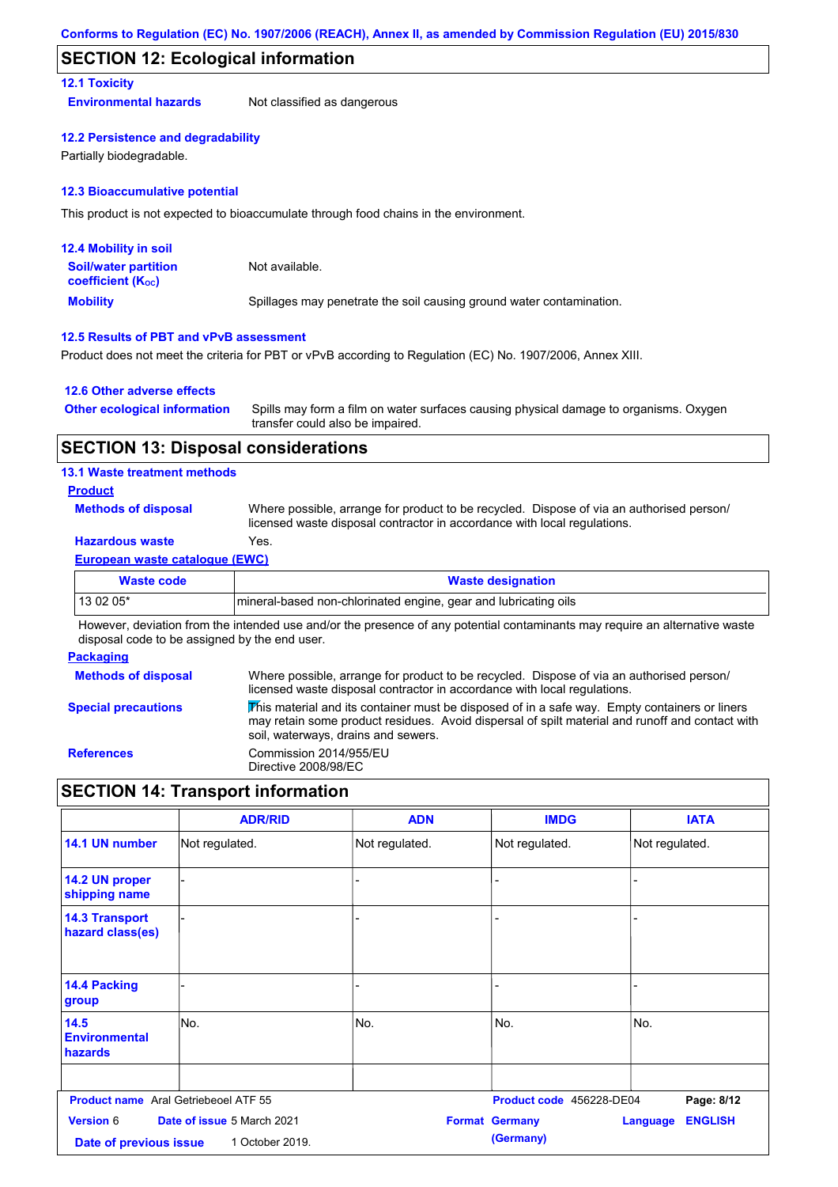## SECTION 12: Ecological information

### 12.1 Toxicity

**Environmental hazards** Not classified as dangerous

### 12.2 Persistence and degradability

Partially biodegradable.

### 12.3 Bioaccumulative potential

This product is not expected to bioaccumulate through food chains in the environment.

### 12.4 Mobility in soil

**Soil/water partition coefficient ($K_{OC}$)** Not available.

**Mobility** Spillages may penetrate the soil causing ground water contamination.

### 12.5 Results of PBT and vPvB assessment

Product does not meet the criteria for PBT or vPvB according to Regulation (EC) No. 1907/2006, Annex XIII.

### 12.6 Other adverse effects

**Other ecological information** Spills may form a film on water surfaces causing physical damage to organisms. Oxygen transfer could also be impaired.

## SECTION 13: Disposal considerations

### 13.1 Waste treatment methods

**Product**

**Methods of disposal** Where possible, arrange for product to be recycled. Dispose of via an authorised person/ licensed waste disposal contractor in accordance with local regulations.

**Hazardous waste** Yes.

**European waste catalogue (EWC)**

| Waste code | Waste designation |
|---|---|
| 13 02 05* | mineral-based non-chlorinated engine, gear and lubricating oils |

However, deviation from the intended use and/or the presence of any potential contaminants may require an alternative waste disposal code to be assigned by the end user.

**Packaging**

**Methods of disposal** Where possible, arrange for product to be recycled. Dispose of via an authorised person/ licensed waste disposal contractor in accordance with local regulations.

**Special precautions** This material and its container must be disposed of in a safe way. Empty containers or liners may retain some product residues. Avoid dispersal of spilt material and runoff and contact with soil, waterways, drains and sewers.

**References** Commission 2014/955/EU
Directive 2008/98/EC

## SECTION 14: Transport information

| | ADR/RID | ADN | IMDG | IATA |
|---|---|---|---|---|
| 14.1 UN number | Not regulated. | Not regulated. | Not regulated. | Not regulated. |
| 14.2 UN proper shipping name | - | - | - | - |
| 14.3 Transport hazard class(es) | - | - | - | - |
| 14.4 Packing group | - | - | - | - |
| 14.5 Environmental hazards | No. | No. | No. | No. |
| | | | | |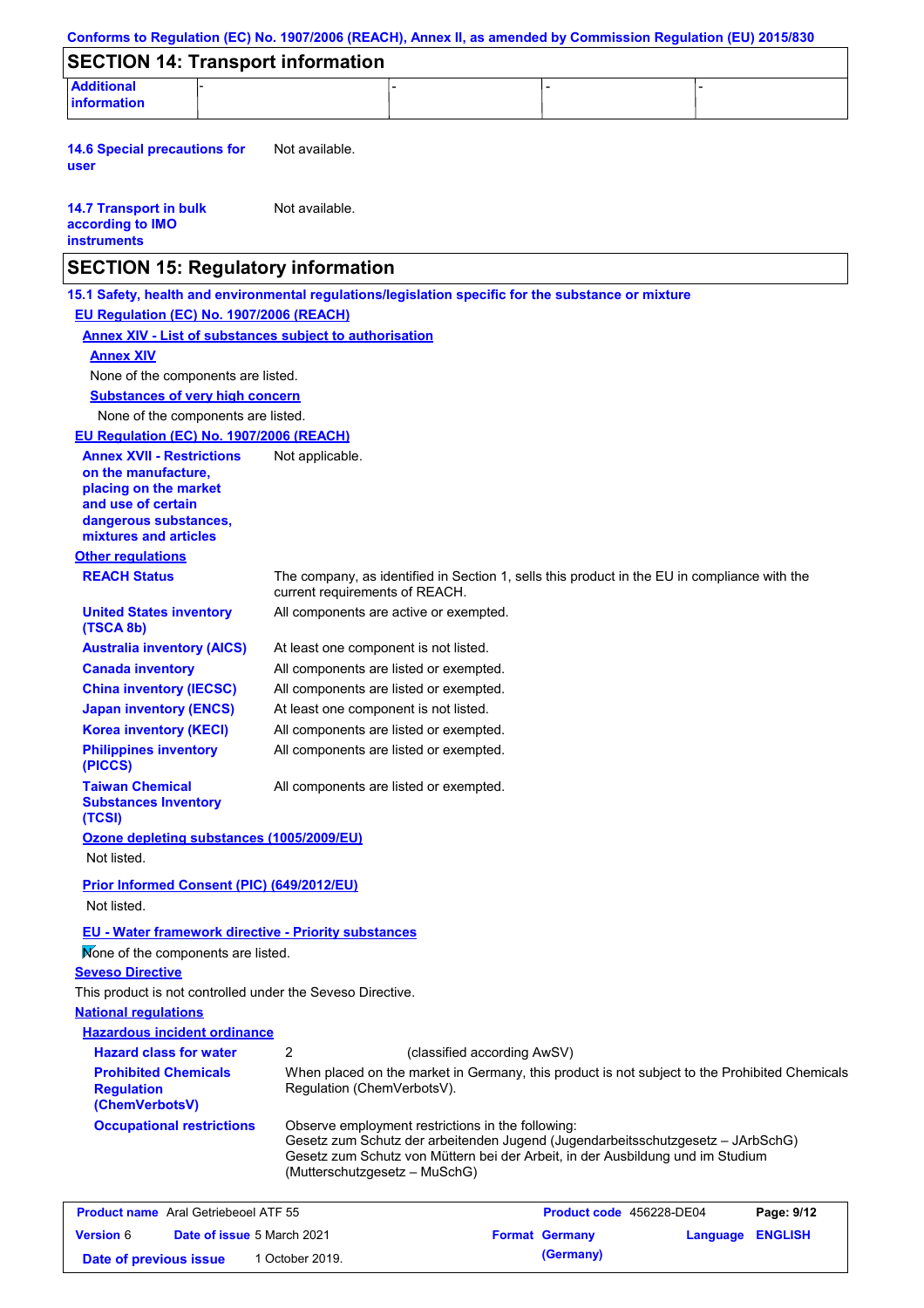## SECTION 14: Transport information

| Additional information | - | - | - | - |
|---|---|---|---|---|

**14.6 Special precautions for user** Not available.

**14.7 Transport in bulk according to IMO instruments** Not available.

## SECTION 15: Regulatory information

**15.1 Safety, health and environmental regulations/legislation specific for the substance or mixture**

**EU Regulation (EC) No. 1907/2006 (REACH)**

**Annex XIV - List of substances subject to authorisation**

**Annex XIV**

None of the components are listed.

**Substances of very high concern**

None of the components are listed.

**EU Regulation (EC) No. 1907/2006 (REACH)**

**Annex XVII - Restrictions on the manufacture, placing on the market and use of certain dangerous substances, mixtures and articles** Not applicable.

**Other regulations**

**REACH Status** The company, as identified in Section 1, sells this product in the EU in compliance with the current requirements of REACH.

**United States inventory (TSCA 8b)** All components are active or exempted.

**Australia inventory (AICS)** At least one component is not listed.

**Canada inventory** All components are listed or exempted.

**China inventory (IECSC)** All components are listed or exempted.

**Japan inventory (ENCS)** At least one component is not listed.

**Korea inventory (KECI)** All components are listed or exempted.

**Philippines inventory (PICCS)** All components are listed or exempted.

**Taiwan Chemical Substances Inventory (TCSI)** All components are listed or exempted.

**Ozone depleting substances (1005/2009/EU)**

Not listed.

**Prior Informed Consent (PIC) (649/2012/EU)**

Not listed.

**EU - Water framework directive - Priority substances**

None of the components are listed.

**Seveso Directive**

This product is not controlled under the Seveso Directive.

**National regulations**

**Hazardous incident ordinance**

**Hazard class for water** 2 (classified according AwSV)

**Prohibited Chemicals Regulation (ChemVerbotsV)** When placed on the market in Germany, this product is not subject to the Prohibited Chemicals Regulation (ChemVerbotsV).

**Occupational restrictions** Observe employment restrictions in the following:
Gesetz zum Schutz der arbeitenden Jugend (Jugendarbeitsschutzgesetz – JArbSchG)
Gesetz zum Schutz von Müttern bei der Arbeit, in der Ausbildung und im Studium (Mutterschutzgesetz – MuSchG)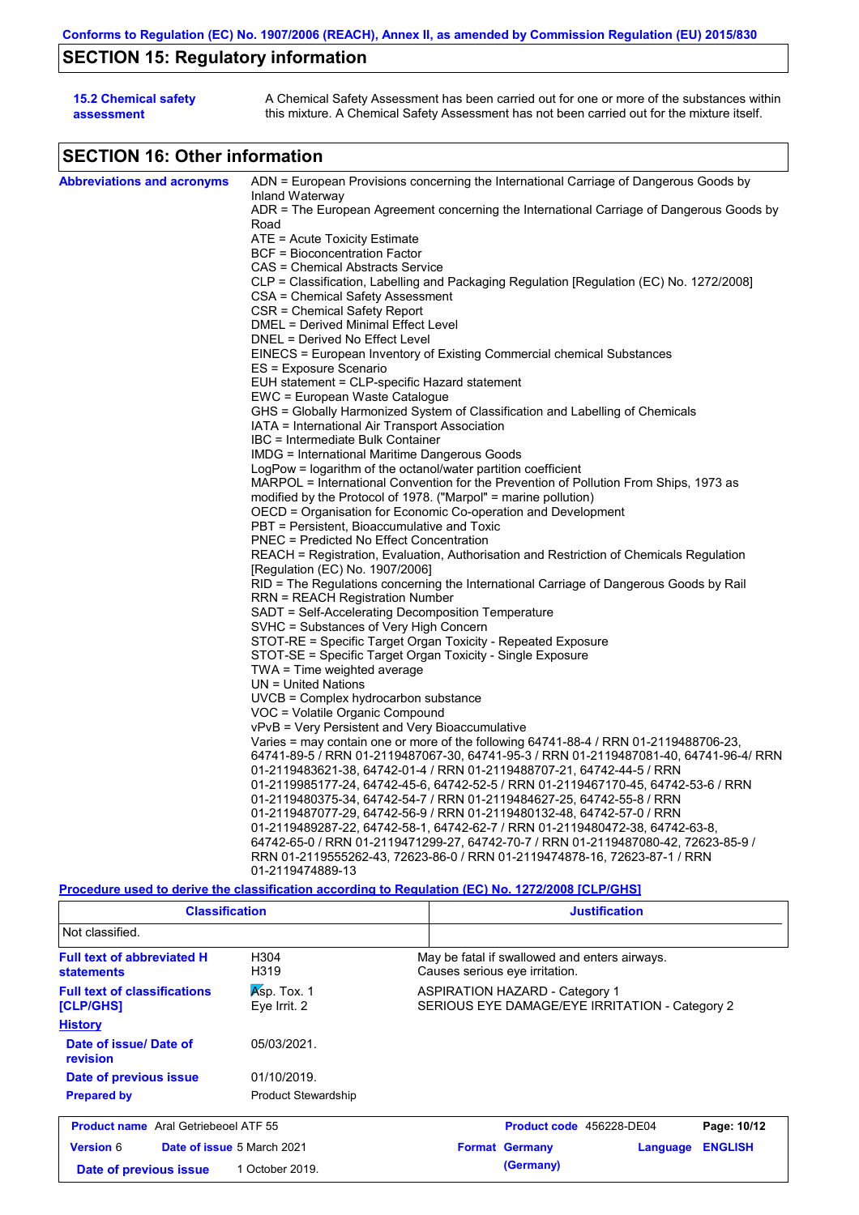## SECTION 15: Regulatory information

**15.2 Chemical safety assessment**

A Chemical Safety Assessment has been carried out for one or more of the substances within this mixture. A Chemical Safety Assessment has not been carried out for the mixture itself.

## SECTION 16: Other information

**Abbreviations and acronyms**

ADN = European Provisions concerning the International Carriage of Dangerous Goods by Inland Waterway
ADR = The European Agreement concerning the International Carriage of Dangerous Goods by Road
ATE = Acute Toxicity Estimate
BCF = Bioconcentration Factor
CAS = Chemical Abstracts Service
CLP = Classification, Labelling and Packaging Regulation [Regulation (EC) No. 1272/2008]
CSA = Chemical Safety Assessment
CSR = Chemical Safety Report
DMEL = Derived Minimal Effect Level
DNEL = Derived No Effect Level
EINECS = European Inventory of Existing Commercial chemical Substances
ES = Exposure Scenario
EUH statement = CLP-specific Hazard statement
EWC = European Waste Catalogue
GHS = Globally Harmonized System of Classification and Labelling of Chemicals
IATA = International Air Transport Association
IBC = Intermediate Bulk Container
IMDG = International Maritime Dangerous Goods
LogPow = logarithm of the octanol/water partition coefficient
MARPOL = International Convention for the Prevention of Pollution From Ships, 1973 as modified by the Protocol of 1978. ("Marpol" = marine pollution)
OECD = Organisation for Economic Co-operation and Development
PBT = Persistent, Bioaccumulative and Toxic
PNEC = Predicted No Effect Concentration
REACH = Registration, Evaluation, Authorisation and Restriction of Chemicals Regulation [Regulation (EC) No. 1907/2006]
RID = The Regulations concerning the International Carriage of Dangerous Goods by Rail
RRN = REACH Registration Number
SADT = Self-Accelerating Decomposition Temperature
SVHC = Substances of Very High Concern
STOT-RE = Specific Target Organ Toxicity - Repeated Exposure
STOT-SE = Specific Target Organ Toxicity - Single Exposure
TWA = Time weighted average
UN = United Nations
UVCB = Complex hydrocarbon substance
VOC = Volatile Organic Compound
vPvB = Very Persistent and Very Bioaccumulative
Varies = may contain one or more of the following 64741-88-4 / RRN 01-2119488706-23, 64741-89-5 / RRN 01-2119487067-30, 64741-95-3 / RRN 01-2119487081-40, 64741-96-4/ RRN 01-2119483621-38, 64742-01-4 / RRN 01-2119488707-21, 64742-44-5 / RRN 01-2119985177-24, 64742-45-6, 64742-52-5 / RRN 01-2119467170-45, 64742-53-6 / RRN 01-2119480375-34, 64742-54-7 / RRN 01-2119484627-25, 64742-55-8 / RRN 01-2119487077-29, 64742-56-9 / RRN 01-2119480132-48, 64742-57-0 / RRN 01-2119489287-22, 64742-58-1, 64742-62-7 / RRN 01-2119480472-38, 64742-63-8, 64742-65-0 / RRN 01-2119471299-27, 64742-70-7 / RRN 01-2119487080-42, 72623-85-9 / RRN 01-2119555262-43, 72623-86-0 / RRN 01-2119474878-16, 72623-87-1 / RRN 01-2119474889-13

**Procedure used to derive the classification according to Regulation (EC) No. 1272/2008 [CLP/GHS]**

| Classification | Justification |
|---|---|
| Not classified. | |

**Full text of abbreviated H statements**

| | |
|---|---|
| H304 | May be fatal if swallowed and enters airways. |
| H319 | Causes serious eye irritation. |

**Full text of classifications [CLP/GHS]**

| | |
|---|---|
| Asp. Tox. 1 | ASPIRATION HAZARD - Category 1 |
| Eye Irrit. 2 | SERIOUS EYE DAMAGE/EYE IRRITATION - Category 2 |

**History**

**Date of issue/ Date of revision:** 05/03/2021.

**Date of previous issue:** 01/10/2019.

**Prepared by:** Product Stewardship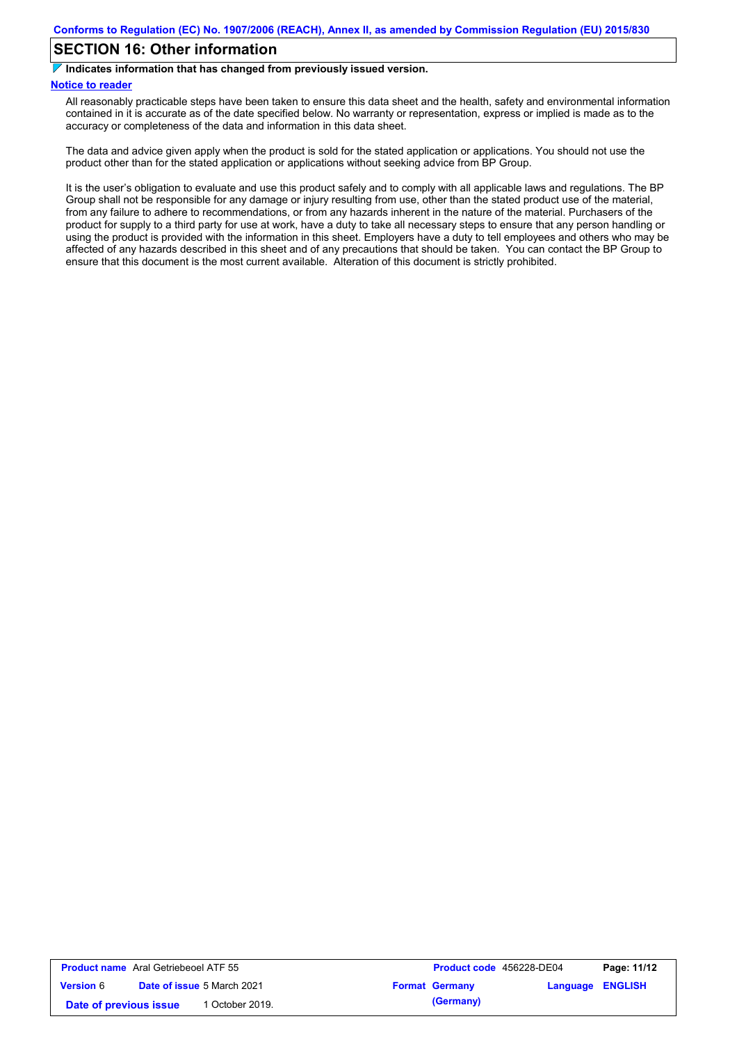## SECTION 16: Other information

**Indicates information that has changed from previously issued version.**

**Notice to reader**

All reasonably practicable steps have been taken to ensure this data sheet and the health, safety and environmental information contained in it is accurate as of the date specified below. No warranty or representation, express or implied is made as to the accuracy or completeness of the data and information in this data sheet.

The data and advice given apply when the product is sold for the stated application or applications. You should not use the product other than for the stated application or applications without seeking advice from BP Group.

It is the user's obligation to evaluate and use this product safely and to comply with all applicable laws and regulations. The BP Group shall not be responsible for any damage or injury resulting from use, other than the stated product use of the material, from any failure to adhere to recommendations, or from any hazards inherent in the nature of the material. Purchasers of the product for supply to a third party for use at work, have a duty to take all necessary steps to ensure that any person handling or using the product is provided with the information in this sheet. Employers have a duty to tell employees and others who may be affected of any hazards described in this sheet and of any precautions that should be taken. You can contact the BP Group to ensure that this document is the most current available. Alteration of this document is strictly prohibited.